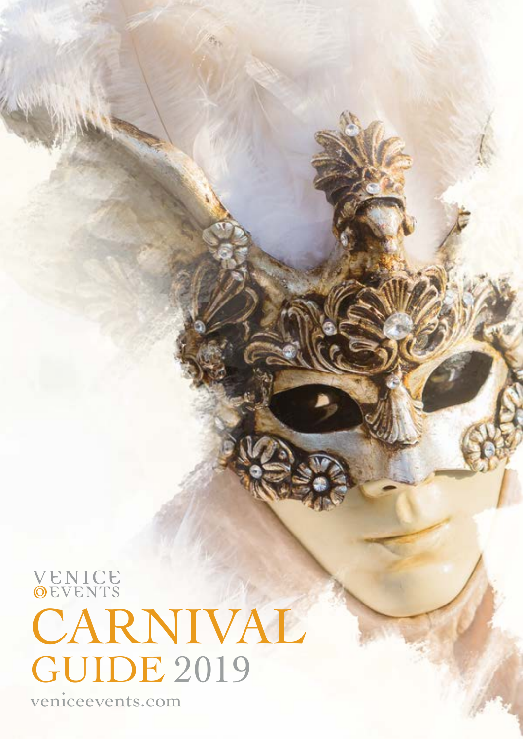VENICE
EVENTS

# CARNIVAL GUIDE 2019

veniceevents.com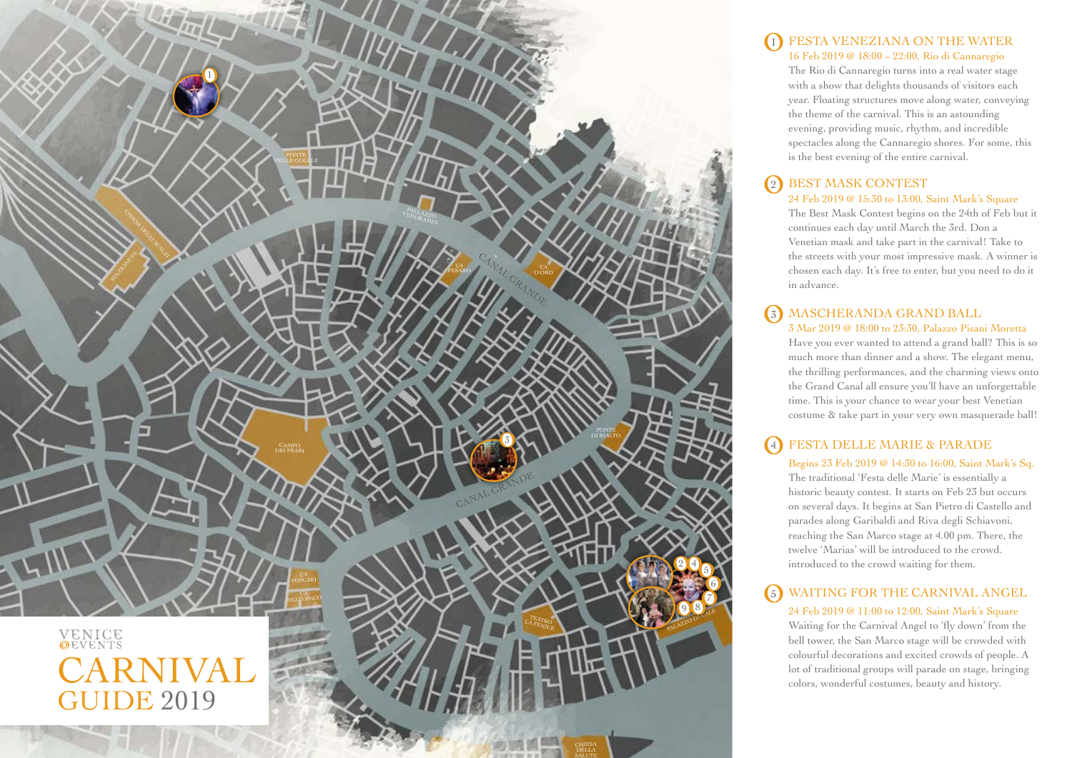# VENICE EVENTS CARNIVAL GUIDE 2019

## 1 FESTA VENEZIANA ON THE WATER

16 Feb 2019 @ 18:00 – 22:00, Rio di Cannaregio

The Rio di Cannaregio turns into a real water stage with a show that delights thousands of visitors each year. Floating structures move along water, conveying the theme of the carnival. This is an astounding evening, providing music, rhythm, and incredible spectacles along the Cannaregio shores. For some, this is the best evening of the entire carnival.

## 2 BEST MASK CONTEST

24 Feb 2019 @ 15:30 to 13:00, Saint Mark's Square

The Best Mask Contest begins on the 24th of Feb but it continues each day until March the 3rd. Don a Venetian mask and take part in the carnival! Take to the streets with your most impressive mask. A winner is chosen each day. It's free to enter, but you need to do it in advance.

## 3 MASCHERANDA GRAND BALL

3 Mar 2019 @ 18:00 to 23:30, Palazzo Pisani Moretta

Have you ever wanted to attend a grand ball? This is so much more than dinner and a show. The elegant menu, the thrilling performances, and the charming views onto the Grand Canal all ensure you'll have an unforgettable time. This is your chance to wear your best Venetian costume & take part in your very own masquerade ball!

## 4 FESTA DELLE MARIE & PARADE

Begins 23 Feb 2019 @ 14:30 to 16:00, Saint Mark's Sq.

The traditional 'Festa delle Marie' is essentially a historic beauty contest. It starts on Feb 23 but occurs on several days. It begins at San Pietro di Castello and parades along Garibaldi and Riva degli Schiavoni, reaching the San Marco stage at 4.00 pm. There, the twelve 'Marias' will be introduced to the crowd. introduced to the crowd waiting for them.

## 5 WAITING FOR THE CARNIVAL ANGEL

24 Feb 2019 @ 11:00 to 12:00, Saint Mark's Square

Waiting for the Carnival Angel to 'fly down' from the bell tower, the San Marco stage will be crowded with colourful decorations and excited crowds of people. A lot of traditional groups will parade on stage, bringing colors, wonderful costumes, beauty and history.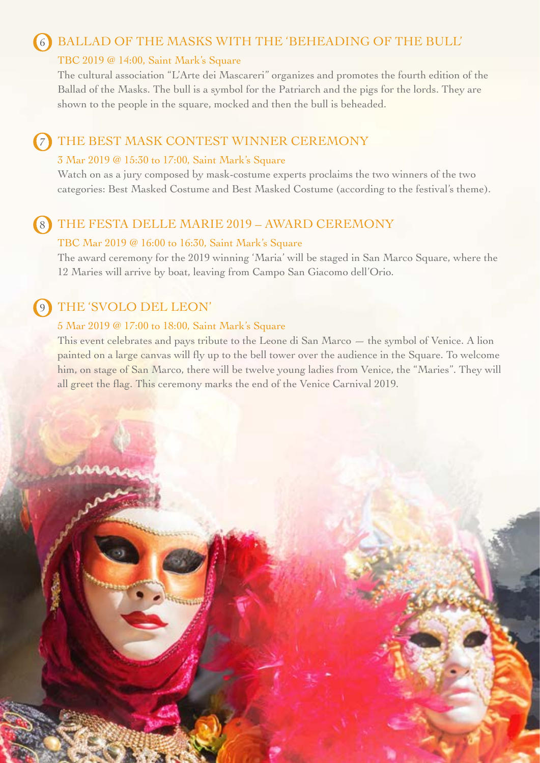## 6 BALLAD OF THE MASKS WITH THE 'BEHEADING OF THE BULL'

TBC 2019 @ 14:00, Saint Mark's Square

The cultural association "L'Arte dei Mascareri" organizes and promotes the fourth edition of the Ballad of the Masks. The bull is a symbol for the Patriarch and the pigs for the lords. They are shown to the people in the square, mocked and then the bull is beheaded.

## 7 THE BEST MASK CONTEST WINNER CEREMONY

3 Mar 2019 @ 15:30 to 17:00, Saint Mark's Square

Watch on as a jury composed by mask-costume experts proclaims the two winners of the two categories: Best Masked Costume and Best Masked Costume (according to the festival's theme).

## 8 THE FESTA DELLE MARIE 2019 – AWARD CEREMONY

TBC Mar 2019 @ 16:00 to 16:30, Saint Mark's Square

The award ceremony for the 2019 winning 'Maria' will be staged in San Marco Square, where the 12 Maries will arrive by boat, leaving from Campo San Giacomo dell'Orio.

## 9 THE 'SVOLO DEL LEON'

5 Mar 2019 @ 17:00 to 18:00, Saint Mark's Square

This event celebrates and pays tribute to the Leone di San Marco — the symbol of Venice. A lion painted on a large canvas will fly up to the bell tower over the audience in the Square. To welcome him, on stage of San Marco, there will be twelve young ladies from Venice, the "Maries". They will all greet the flag. This ceremony marks the end of the Venice Carnival 2019.